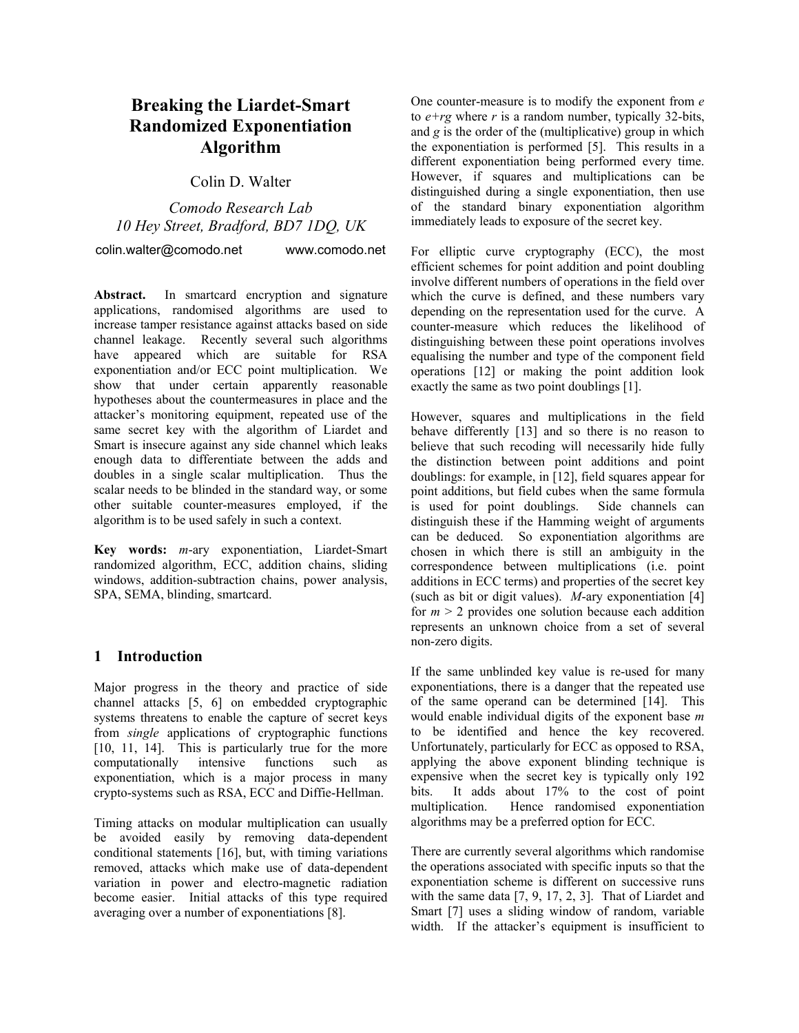# Breaking the Liardet-Smart Randomized Exponentiation Algorithm

Colin D. Walter

*Comodo Research Lab*
*10 Hey Street, Bradford, BD7 1DQ, UK*

colin.walter@comodo.net www.comodo.net

**Abstract.** In smartcard encryption and signature applications, randomised algorithms are used to increase tamper resistance against attacks based on side channel leakage. Recently several such algorithms have appeared which are suitable for RSA exponentiation and/or ECC point multiplication. We show that under certain apparently reasonable hypotheses about the countermeasures in place and the attacker's monitoring equipment, repeated use of the same secret key with the algorithm of Liardet and Smart is insecure against any side channel which leaks enough data to differentiate between the adds and doubles in a single scalar multiplication. Thus the scalar needs to be blinded in the standard way, or some other suitable counter-measures employed, if the algorithm is to be used safely in such a context.

**Key words:** *m*-ary exponentiation, Liardet-Smart randomized algorithm, ECC, addition chains, sliding windows, addition-subtraction chains, power analysis, SPA, SEMA, blinding, smartcard.

## 1 Introduction

Major progress in the theory and practice of side channel attacks [5, 6] on embedded cryptographic systems threatens to enable the capture of secret keys from *single* applications of cryptographic functions [10, 11, 14]. This is particularly true for the more computationally intensive functions such as exponentiation, which is a major process in many crypto-systems such as RSA, ECC and Diffie-Hellman.

Timing attacks on modular multiplication can usually be avoided easily by removing data-dependent conditional statements [16], but, with timing variations removed, attacks which make use of data-dependent variation in power and electro-magnetic radiation become easier. Initial attacks of this type required averaging over a number of exponentiations [8].

One counter-measure is to modify the exponent from $e$ to $e+rg$ where $r$ is a random number, typically 32-bits, and $g$ is the order of the (multiplicative) group in which the exponentiation is performed [5]. This results in a different exponentiation being performed every time. However, if squares and multiplications can be distinguished during a single exponentiation, then use of the standard binary exponentiation algorithm immediately leads to exposure of the secret key.

For elliptic curve cryptography (ECC), the most efficient schemes for point addition and point doubling involve different numbers of operations in the field over which the curve is defined, and these numbers vary depending on the representation used for the curve. A counter-measure which reduces the likelihood of distinguishing between these point operations involves equalising the number and type of the component field operations [12] or making the point addition look exactly the same as two point doublings [1].

However, squares and multiplications in the field behave differently [13] and so there is no reason to believe that such recoding will necessarily hide fully the distinction between point additions and point doublings: for example, in [12], field squares appear for point additions, but field cubes when the same formula is used for point doublings. Side channels can distinguish these if the Hamming weight of arguments can be deduced. So exponentiation algorithms are chosen in which there is still an ambiguity in the correspondence between multiplications (i.e. point additions in ECC terms) and properties of the secret key (such as bit or digit values). *M*-ary exponentiation [4] for $m > 2$ provides one solution because each addition represents an unknown choice from a set of several non-zero digits.

If the same unblinded key value is re-used for many exponentiations, there is a danger that the repeated use of the same operand can be determined [14]. This would enable individual digits of the exponent base $m$ to be identified and hence the key recovered. Unfortunately, particularly for ECC as opposed to RSA, applying the above exponent blinding technique is expensive when the secret key is typically only 192 bits. It adds about 17% to the cost of point multiplication. Hence randomised exponentiation algorithms may be a preferred option for ECC.

There are currently several algorithms which randomise the operations associated with specific inputs so that the exponentiation scheme is different on successive runs with the same data [7, 9, 17, 2, 3]. That of Liardet and Smart [7] uses a sliding window of random, variable width. If the attacker's equipment is insufficient to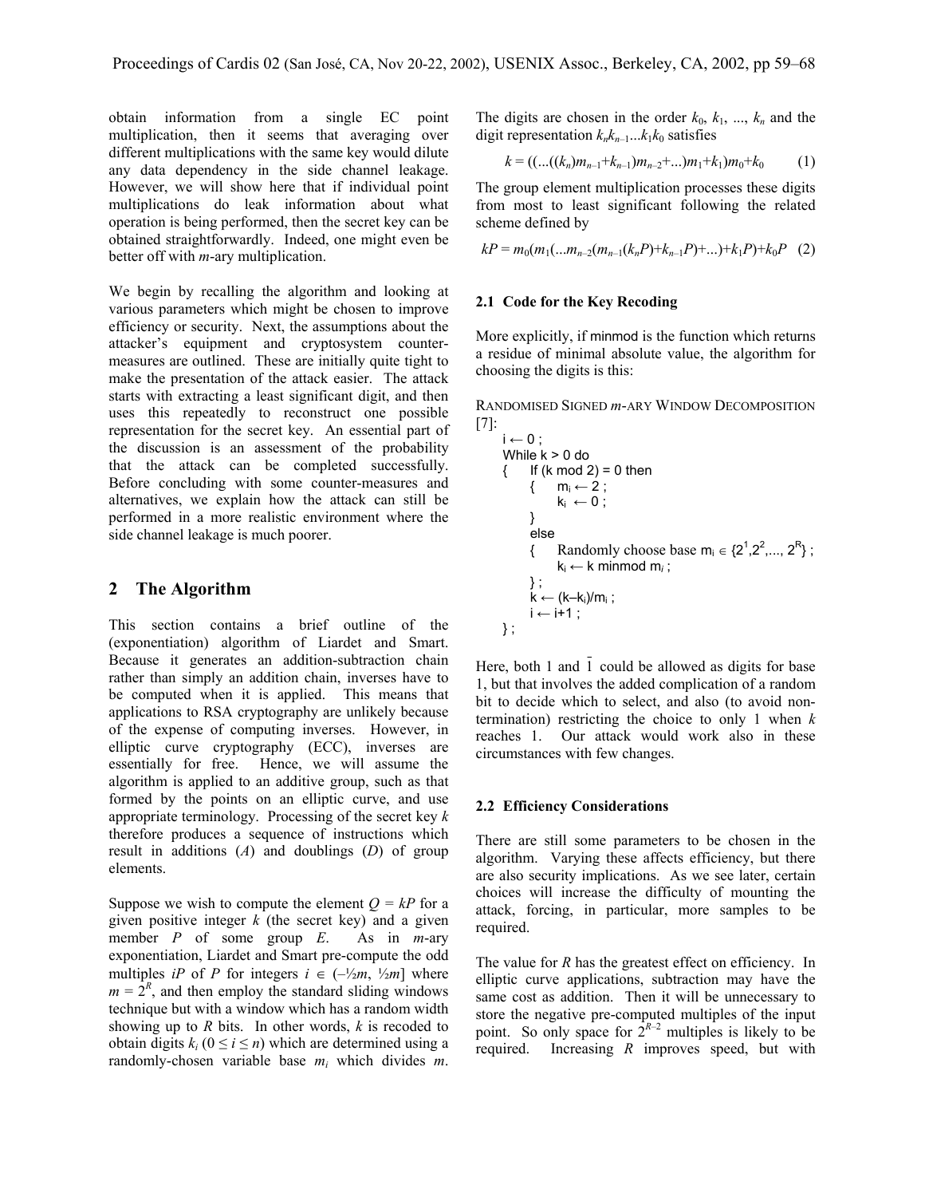obtain information from a single EC point multiplication, then it seems that averaging over different multiplications with the same key would dilute any data dependency in the side channel leakage. However, we will show here that if individual point multiplications do leak information about what operation is being performed, then the secret key can be obtained straightforwardly. Indeed, one might even be better off with $m$-ary multiplication.

We begin by recalling the algorithm and looking at various parameters which might be chosen to improve efficiency or security. Next, the assumptions about the attacker's equipment and cryptosystem counter-measures are outlined. These are initially quite tight to make the presentation of the attack easier. The attack starts with extracting a least significant digit, and then uses this repeatedly to reconstruct one possible representation for the secret key. An essential part of the discussion is an assessment of the probability that the attack can be completed successfully. Before concluding with some counter-measures and alternatives, we explain how the attack can still be performed in a more realistic environment where the side channel leakage is much poorer.

## 2 The Algorithm

This section contains a brief outline of the (exponentiation) algorithm of Liardet and Smart. Because it generates an addition-subtraction chain rather than simply an addition chain, inverses have to be computed when it is applied. This means that applications to RSA cryptography are unlikely because of the expense of computing inverses. However, in elliptic curve cryptography (ECC), inverses are essentially for free. Hence, we will assume the algorithm is applied to an additive group, such as that formed by the points on an elliptic curve, and use appropriate terminology. Processing of the secret key $k$ therefore produces a sequence of instructions which result in additions ($A$) and doublings ($D$) of group elements.

Suppose we wish to compute the element $Q = kP$ for a given positive integer $k$ (the secret key) and a given member $P$ of some group $E$. As in $m$-ary exponentiation, Liardet and Smart pre-compute the odd multiples $iP$ of $P$ for integers $i \in (-\frac{1}{2}m, \frac{1}{2}m]$ where $m = 2^R$, and then employ the standard sliding windows technique but with a window which has a random width showing up to $R$ bits. In other words, $k$ is recoded to obtain digits $k_i$ ($0 \leq i \leq n$) which are determined using a randomly-chosen variable base $m_i$ which divides $m$. The digits are chosen in the order $k_0$, $k_1$, ..., $k_n$ and the digit representation $k_n k_{n-1} ... k_1 k_0$ satisfies

$$k = ((...((k_n)m_{n-1}+k_{n-1})m_{n-2}+...)m_1+k_1)m_0+k_0 \qquad (1)$$

The group element multiplication processes these digits from most to least significant following the related scheme defined by

$$kP = m_0(m_1(...m_{n-2}(m_{n-1}(k_nP)+k_{n-1}P)+...)+k_1P)+k_0P \quad (2)$$

### 2.1 Code for the Key Recoding

More explicitly, if minmod is the function which returns a residue of minimal absolute value, the algorithm for choosing the digits is this:

RANDOMISED SIGNED $m$-ARY WINDOW DECOMPOSITION [7]:

```
i ← 0 ;
While k > 0 do
{    If (k mod 2) = 0 then
     {    m_i ← 2 ;
          k_i ← 0 ;
     }
     else
     {    Randomly choose base m_i ∈ {2^1,2^2,..., 2^R} ;
          k_i ← k minmod m_i ;
     } ;
     k ← (k–k_i)/m_i ;
     i ← i+1 ;
} ;
```

Here, both 1 and $\bar{1}$ could be allowed as digits for base 1, but that involves the added complication of a random bit to decide which to select, and also (to avoid non-termination) restricting the choice to only 1 when $k$ reaches 1. Our attack would work also in these circumstances with few changes.

### 2.2 Efficiency Considerations

There are still some parameters to be chosen in the algorithm. Varying these affects efficiency, but there are also security implications. As we see later, certain choices will increase the difficulty of mounting the attack, forcing, in particular, more samples to be required.

The value for $R$ has the greatest effect on efficiency. In elliptic curve applications, subtraction may have the same cost as addition. Then it will be unnecessary to store the negative pre-computed multiples of the input point. So only space for $2^{R-2}$ multiples is likely to be required. Increasing $R$ improves speed, but with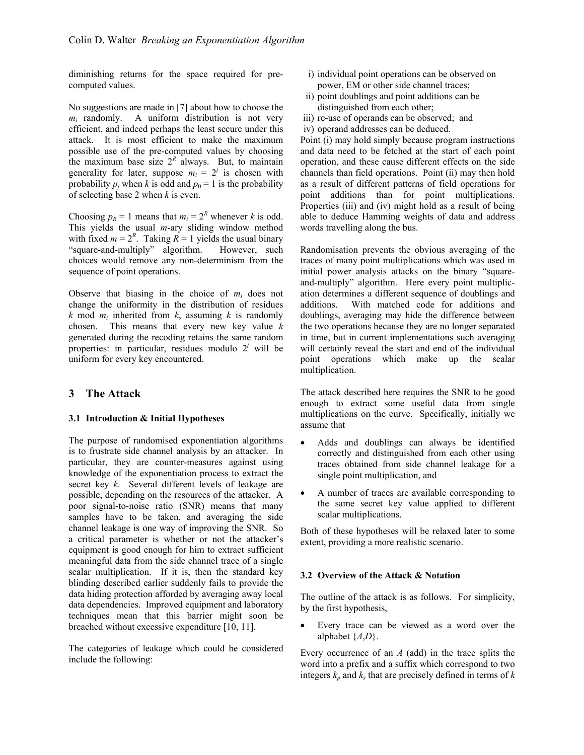diminishing returns for the space required for pre-computed values.

No suggestions are made in [7] about how to choose the $m_i$ randomly. A uniform distribution is not very efficient, and indeed perhaps the least secure under this attack. It is most efficient to make the maximum possible use of the pre-computed values by choosing the maximum base size $2^R$ always. But, to maintain generality for later, suppose $m_i = 2^j$ is chosen with probability $p_j$ when $k$ is odd and $p_0 = 1$ is the probability of selecting base 2 when $k$ is even.

Choosing $p_R = 1$ means that $m_i = 2^R$ whenever $k$ is odd. This yields the usual $m$-ary sliding window method with fixed $m = 2^R$. Taking $R = 1$ yields the usual binary "square-and-multiply" algorithm. However, such choices would remove any non-determinism from the sequence of point operations.

Observe that biasing in the choice of $m_i$ does not change the uniformity in the distribution of residues $k \bmod m_i$ inherited from $k$, assuming $k$ is randomly chosen. This means that every new key value $k$ generated during the recoding retains the same random properties: in particular, residues modulo $2^j$ will be uniform for every key encountered.

## 3 The Attack

### 3.1 Introduction & Initial Hypotheses

The purpose of randomised exponentiation algorithms is to frustrate side channel analysis by an attacker. In particular, they are counter-measures against using knowledge of the exponentiation process to extract the secret key $k$. Several different levels of leakage are possible, depending on the resources of the attacker. A poor signal-to-noise ratio (SNR) means that many samples have to be taken, and averaging the side channel leakage is one way of improving the SNR. So a critical parameter is whether or not the attacker's equipment is good enough for him to extract sufficient meaningful data from the side channel trace of a single scalar multiplication. If it is, then the standard key blinding described earlier suddenly fails to provide the data hiding protection afforded by averaging away local data dependencies. Improved equipment and laboratory techniques mean that this barrier might soon be breached without excessive expenditure [10, 11].

The categories of leakage which could be considered include the following:

i) individual point operations can be observed on power, EM or other side channel traces;
ii) point doublings and point additions can be distinguished from each other;
iii) re-use of operands can be observed; and
iv) operand addresses can be deduced.

Point (i) may hold simply because program instructions and data need to be fetched at the start of each point operation, and these cause different effects on the side channels than field operations. Point (ii) may then hold as a result of different patterns of field operations for point additions than for point multiplications. Properties (iii) and (iv) might hold as a result of being able to deduce Hamming weights of data and address words travelling along the bus.

Randomisation prevents the obvious averaging of the traces of many point multiplications which was used in initial power analysis attacks on the binary "square-and-multiply" algorithm. Here every point multiplication determines a different sequence of doublings and additions. With matched code for additions and doublings, averaging may hide the difference between the two operations because they are no longer separated in time, but in current implementations such averaging will certainly reveal the start and end of the individual point operations which make up the scalar multiplication.

The attack described here requires the SNR to be good enough to extract some useful data from single multiplications on the curve. Specifically, initially we assume that

- Adds and doublings can always be identified correctly and distinguished from each other using traces obtained from side channel leakage for a single point multiplication, and
- A number of traces are available corresponding to the same secret key value applied to different scalar multiplications.

Both of these hypotheses will be relaxed later to some extent, providing a more realistic scenario.

### 3.2 Overview of the Attack & Notation

The outline of the attack is as follows. For simplicity, by the first hypothesis,

- Every trace can be viewed as a word over the alphabet $\{A,D\}$.

Every occurrence of an $A$ (add) in the trace splits the word into a prefix and a suffix which correspond to two integers $k_p$ and $k_s$ that are precisely defined in terms of $k$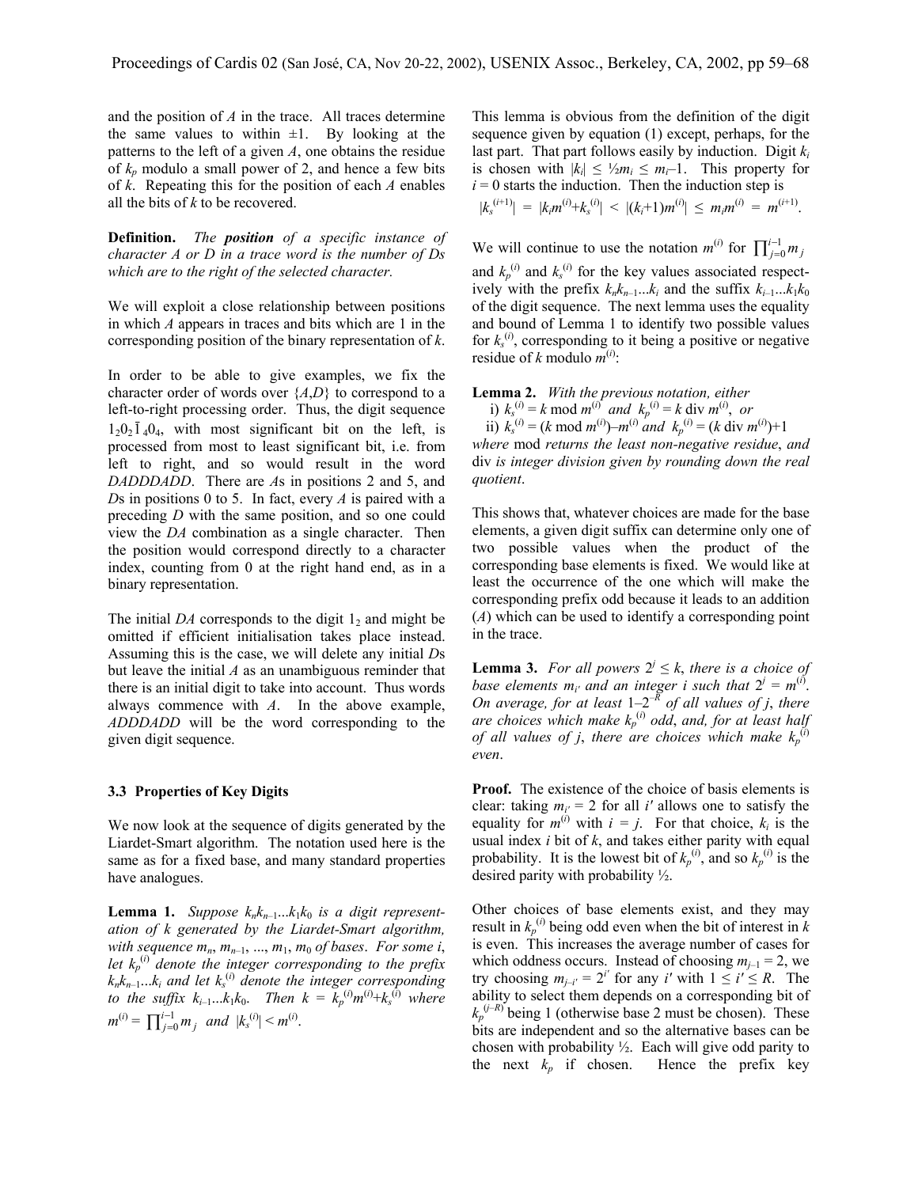and the position of *A* in the trace. All traces determine the same values to within ±1. By looking at the patterns to the left of a given *A*, one obtains the residue of $k_p$ modulo a small power of 2, and hence a few bits of *k*. Repeating this for the position of each *A* enables all the bits of *k* to be recovered.

**Definition.** *The* ***position*** *of a specific instance of character A or D in a trace word is the number of Ds which are to the right of the selected character.*

We will exploit a close relationship between positions in which *A* appears in traces and bits which are 1 in the corresponding position of the binary representation of *k*.

In order to be able to give examples, we fix the character order of words over {*A*,*D*} to correspond to a left-to-right processing order. Thus, the digit sequence $1_2 0_2 \bar{1}_4 0_4$, with most significant bit on the left, is processed from most to least significant digit, i.e. from left to right, and so would result in the word *DADDDADD*. There are *A*s in positions 2 and 5, and *D*s in positions 0 to 5. In fact, every *A* is paired with a preceding *D* with the same position, and so one could view the *DA* combination as a single character. Then the position would correspond directly to a character index, counting from 0 at the right hand end, as in a binary representation.

The initial *DA* corresponds to the digit $1_2$ and might be omitted if efficient initialisation takes place instead. Assuming this is the case, we will delete any initial *D*s but leave the initial *A* as an unambiguous reminder that there is an initial digit to take into account. Thus words always commence with *A*. In the above example, *ADDDADD* will be the word corresponding to the given digit sequence.

### 3.3 Properties of Key Digits

We now look at the sequence of digits generated by the Liardet-Smart algorithm. The notation used here is the same as for a fixed base, and many standard properties have analogues.

**Lemma 1.** *Suppose $k_n k_{n-1} \ldots k_1 k_0$ is a digit representation of k generated by the Liardet-Smart algorithm, with sequence $m_n, m_{n-1}, \ldots, m_1, m_0$ of bases. For some i, let $k_p^{(i)}$ denote the integer corresponding to the prefix $k_n k_{n-1} \ldots k_i$ and let $k_s^{(i)}$ denote the integer corresponding to the suffix $k_{i-1} \ldots k_1 k_0$. Then $k = k_p^{(i)} m^{(i)} + k_s^{(i)}$ where $m^{(i)} = \prod_{j=0}^{i-1} m_j$ and $|k_s^{(i)}| < m^{(i)}$.*

This lemma is obvious from the definition of the digit sequence given by equation (1) except, perhaps, for the last part. That part follows easily by induction. Digit $k_i$ is chosen with $|k_i| \le \frac{1}{2} m_i \le m_i - 1$. This property for $i = 0$ starts the induction. Then the induction step is

$$|k_s^{(i+1)}| = |k_i m^{(i)} + k_s^{(i)}| < |(k_i+1) m^{(i)}| \le m_i m^{(i)} = m^{(i+1)}.$$

We will continue to use the notation $m^{(i)}$ for $\prod_{j=0}^{i-1} m_j$ and $k_p^{(i)}$ and $k_s^{(i)}$ for the key values associated respectively with the prefix $k_n k_{n-1} \ldots k_i$ and the suffix $k_{i-1} \ldots k_1 k_0$ of the digit sequence. The next lemma uses the equality and bound of Lemma 1 to identify two possible values for $k_s^{(i)}$, corresponding to it being a positive or negative residue of *k* modulo $m^{(i)}$:

**Lemma 2.** *With the previous notation, either*
 i) $k_s^{(i)} = k \bmod m^{(i)}$ *and* $k_p^{(i)} = k \operatorname{div} m^{(i)}$, *or*
 ii) $k_s^{(i)} = (k \bmod m^{(i)}) - m^{(i)}$ *and* $k_p^{(i)} = (k \operatorname{div} m^{(i)}) + 1$
*where* mod *returns the least non-negative residue*, *and* div *is integer division given by rounding down the real quotient*.

This shows that, whatever choices are made for the base elements, a given digit suffix can determine only one of two possible values when the product of the corresponding base elements is fixed. We would like at least the occurrence of the one which will make the corresponding prefix odd because it leads to an addition (*A*) which can be used to identify a corresponding point in the trace.

**Lemma 3.** *For all powers $2^j \le k$, there is a choice of base elements $m_{i'}$ and an integer i such that $2^j = m^{(i)}$. On average, for at least $1-2^{-R}$ of all values of j, there are choices which make $k_p^{(i)}$ odd, and, for at least half of all values of j, there are choices which make $k_p^{(i)}$ even.*

**Proof.** The existence of the choice of basis elements is clear: taking $m_{i'} = 2$ for all $i'$ allows one to satisfy the equality for $m^{(i)}$ with $i = j$. For that choice, $k_i$ is the usual index *i* bit of *k*, and takes either parity with equal probability. It is the lowest bit of $k_p^{(i)}$, and so $k_p^{(i)}$ is the desired parity with probability ½.

Other choices of base elements exist, and they may result in $k_p^{(i)}$ being odd even when the bit of interest in *k* is even. This increases the average number of cases for which oddness occurs. Instead of choosing $m_{j-1} = 2$, we try choosing $m_{j-i'} = 2^{i'}$ for any $i'$ with $1 \le i' \le R$. The ability to select them depends on a corresponding bit of $k_p^{(j-R)}$ being 1 (otherwise base 2 must be chosen). These bits are independent and so the alternative bases can be chosen with probability ½. Each will give odd parity to the next $k_p$ if chosen. Hence the prefix key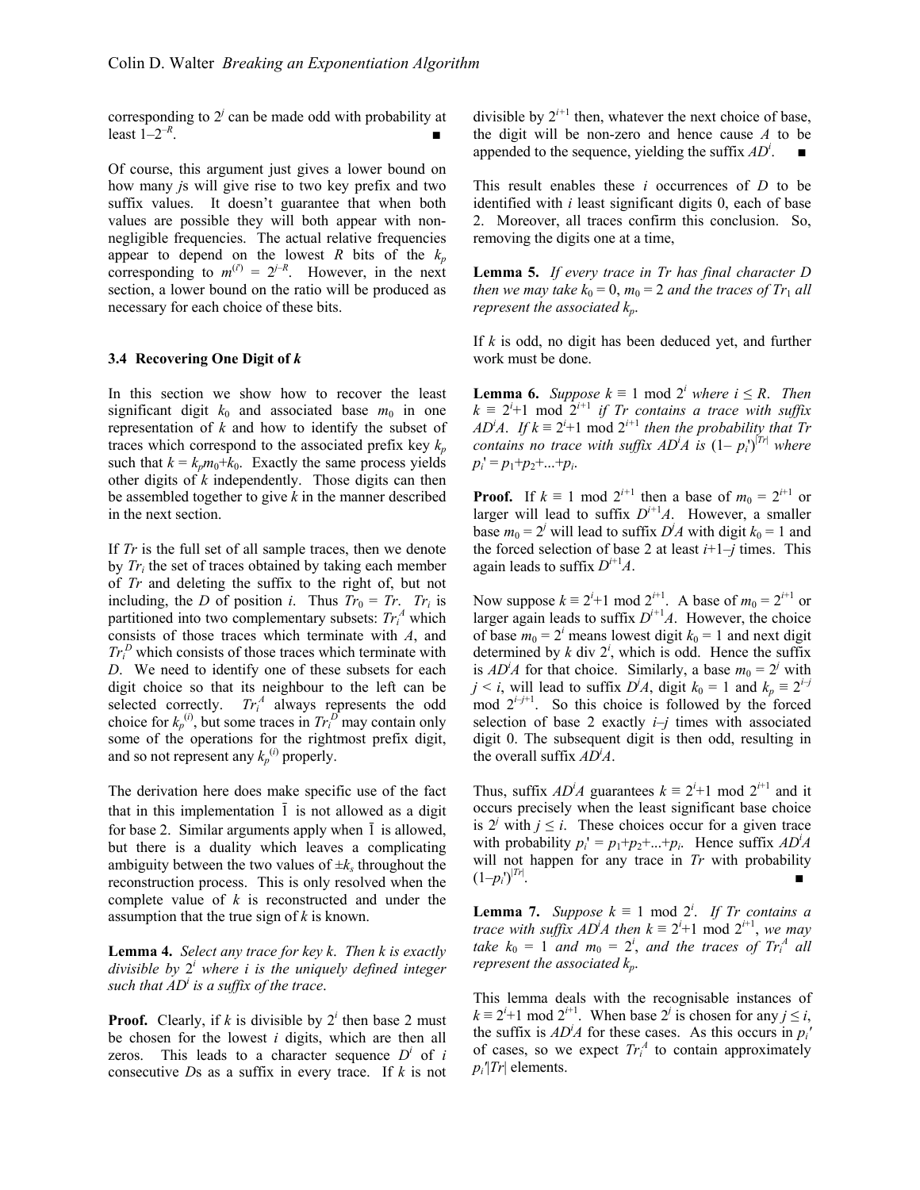corresponding to $2^j$ can be made odd with probability at least $1-2^{-R}$. ■

Of course, this argument just gives a lower bound on how many $j$s will give rise to two key prefix and two suffix values. It doesn't guarantee that when both values are possible they will both appear with non-negligible frequencies. The actual relative frequencies appear to depend on the lowest $R$ bits of the $k_p$ corresponding to $m^{(i')} = 2^{j-R}$. However, in the next section, a lower bound on the ratio will be produced as necessary for each choice of these bits.

### 3.4 Recovering One Digit of *k*

In this section we show how to recover the least significant digit $k_0$ and associated base $m_0$ in one representation of $k$ and how to identify the subset of traces which correspond to the associated prefix key $k_p$ such that $k = k_p m_0 + k_0$. Exactly the same process yields other digits of $k$ independently. Those digits can then be assembled together to give $k$ in the manner described in the next section.

If $Tr$ is the full set of all sample traces, then we denote by $Tr_i$ the set of traces obtained by taking each member of $Tr$ and deleting the suffix to the right of, but not including, the $D$ of position $i$. Thus $Tr_0 = Tr$. $Tr_i$ is partitioned into two complementary subsets: $Tr_i^A$ which consists of those traces which terminate with $A$, and $Tr_i^D$ which consists of those traces which terminate with $D$. We need to identify one of these subsets for each digit choice so that its neighbour to the left can be selected correctly. $Tr_i^A$ always represents the odd choice for $k_p^{(i)}$, but some traces in $Tr_i^D$ may contain only some of the operations for the rightmost prefix digit, and so not represent any $k_p^{(i)}$ properly.

The derivation here does make specific use of the fact that in this implementation $\bar{1}$ is not allowed as a digit for base 2. Similar arguments apply when $\bar{1}$ is allowed, but there is a duality which leaves a complicating ambiguity between the two values of $\pm k_s$ throughout the reconstruction process. This is only resolved when the complete value of $k$ is reconstructed and under the assumption that the true sign of $k$ is known.

**Lemma 4.** *Select any trace for key k. Then k is exactly divisible by $2^i$ where i is the uniquely defined integer such that $AD^i$ is a suffix of the trace.*

**Proof.** Clearly, if $k$ is divisible by $2^i$ then base 2 must be chosen for the lowest $i$ digits, which are then all zeros. This leads to a character sequence $D^i$ of $i$ consecutive $D$s as a suffix in every trace. If $k$ is not divisible by $2^{i+1}$ then, whatever the next choice of base, the digit will be non-zero and hence cause $A$ to be appended to the sequence, yielding the suffix $AD^i$. ■

This result enables these $i$ occurrences of $D$ to be identified with $i$ least significant digits 0, each of base 2. Moreover, all traces confirm this conclusion. So, removing the digits one at a time,

**Lemma 5.** *If every trace in Tr has final character D then we may take $k_0 = 0$, $m_0 = 2$ and the traces of $Tr_1$ all represent the associated $k_p$.*

If $k$ is odd, no digit has been deduced yet, and further work must be done.

**Lemma 6.** *Suppose $k \equiv 1 \bmod 2^i$ where $i \leq R$. Then $k \equiv 2^i{+}1 \bmod 2^{i+1}$ if Tr contains a trace with suffix $AD^iA$. If $k \equiv 2^i{+}1 \bmod 2^{i+1}$ then the probability that Tr contains no trace with suffix $AD^iA$ is $(1-p_i')^{|Tr|}$ where $p_i' = p_1{+}p_2{+}...{+}p_i$.*

**Proof.** If $k \equiv 1 \bmod 2^{i+1}$ then a base of $m_0 = 2^{i+1}$ or larger will lead to suffix $D^{i+1}A$. However, a smaller base $m_0 = 2^j$ will lead to suffix $D^jA$ with digit $k_0 = 1$ and the forced selection of base 2 at least $i{+}1{-}j$ times. This again leads to suffix $D^{i+1}A$.

Now suppose $k \equiv 2^i{+}1 \bmod 2^{i+1}$. A base of $m_0 = 2^{i+1}$ or larger again leads to suffix $D^{i+1}A$. However, the choice of base $m_0 = 2^i$ means lowest digit $k_0 = 1$ and next digit determined by $k$ div $2^i$, which is odd. Hence the suffix is $AD^iA$ for that choice. Similarly, a base $m_0 = 2^j$ with $j < i$, will lead to suffix $D^jA$, digit $k_0 = 1$ and $k_p \equiv 2^{i-j} \bmod 2^{i-j+1}$. So this choice is followed by the forced selection of base 2 exactly $i{-}j$ times with associated digit 0. The subsequent digit is then odd, resulting in the overall suffix $AD^iA$.

Thus, suffix $AD^iA$ guarantees $k \equiv 2^i{+}1 \bmod 2^{i+1}$ and it occurs precisely when the least significant base choice is $2^j$ with $j \leq i$. These choices occur for a given trace with probability $p_i' = p_1{+}p_2{+}...{+}p_i$. Hence suffix $AD^iA$ will not happen for any trace in $Tr$ with probability $(1-p_i')^{|Tr|}$. ■

**Lemma 7.** *Suppose $k \equiv 1 \bmod 2^i$. If Tr contains a trace with suffix $AD^iA$ then $k \equiv 2^i{+}1 \bmod 2^{i+1}$, we may take $k_0 = 1$ and $m_0 = 2^i$, and the traces of $Tr_i^A$ all represent the associated $k_p$.*

This lemma deals with the recognisable instances of $k \equiv 2^i{+}1 \bmod 2^{i+1}$. When base $2^j$ is chosen for any $j \leq i$, the suffix is $AD^iA$ for these cases. As this occurs in $p_i'$ of cases, so we expect $Tr_i^A$ to contain approximately $p_i'|Tr|$ elements.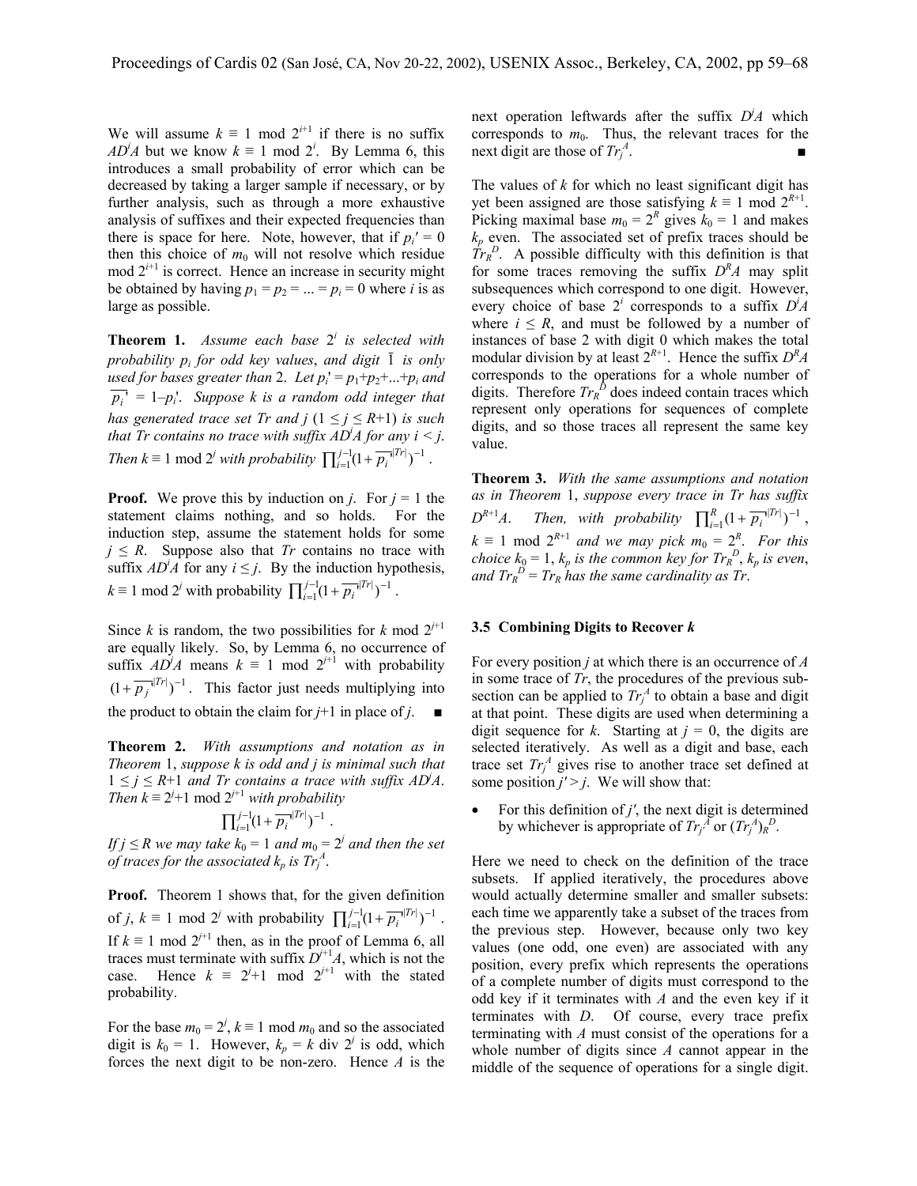We will assume $k \equiv 1 \bmod 2^{i+1}$ if there is no suffix $AD^iA$ but we know $k \equiv 1 \bmod 2^i$. By Lemma 6, this introduces a small probability of error which can be decreased by taking a larger sample if necessary, or by further analysis, such as through a more exhaustive analysis of suffixes and their expected frequencies than there is space for here. Note, however, that if $p_i' = 0$ then this choice of $m_0$ will not resolve which residue mod $2^{i+1}$ is correct. Hence an increase in security might be obtained by having $p_1 = p_2 = ... = p_i = 0$ where $i$ is as large as possible.

**Theorem 1.** *Assume each base* $2^i$ *is selected with probability* $p_i$ *for odd key values, and digit* $\bar{1}$ *is only used for bases greater than* 2. *Let* $p_i' = p_1+p_2+...+p_i$ *and* $\overline{p_i'} = 1-p_i'$. *Suppose k is a random odd integer that has generated trace set Tr and j* ($1 \le j \le R+1$) *is such that Tr contains no trace with suffix* $AD^iA$ *for any* $i < j$. *Then* $k \equiv 1 \bmod 2^j$ *with probability* $\prod_{i=1}^{j-1}(1+\overline{p_i'}^{|Tr|})^{-1}$.

**Proof.** We prove this by induction on $j$. For $j = 1$ the statement claims nothing, and so holds. For the induction step, assume the statement holds for some $j \le R$. Suppose also that $Tr$ contains no trace with suffix $AD^iA$ for any $i \le j$. By the induction hypothesis, $k \equiv 1 \bmod 2^j$ with probability $\prod_{i=1}^{j-1}(1+\overline{p_i'}^{|Tr|})^{-1}$.

Since $k$ is random, the two possibilities for $k \bmod 2^{i+1}$ are equally likely. So, by Lemma 6, no occurrence of suffix $AD^jA$ means $k \equiv 1 \bmod 2^{j+1}$ with probability $(1+\overline{p_j'}^{|Tr|})^{-1}$. This factor just needs multiplying into the product to obtain the claim for $j$+1 in place of $j$. ■

**Theorem 2.** *With assumptions and notation as in Theorem* 1, *suppose k is odd and j is minimal such that* $1 \le j \le R+1$ *and Tr contains a trace with suffix* $AD^jA$. *Then* $k \equiv 2^j+1 \bmod 2^{j+1}$ *with probability*

$$\prod_{i=1}^{j-1}(1+\overline{p_i'}^{|Tr|})^{-1}.$$

*If* $j \le R$ *we may take* $k_0 = 1$ *and* $m_0 = 2^j$ *and then the set of traces for the associated* $k_p$ *is* $Tr_j^A$.

**Proof.** Theorem 1 shows that, for the given definition of $j$, $k \equiv 1 \bmod 2^j$ with probability $\prod_{i=1}^{j-1}(1+\overline{p_i'}^{|Tr|})^{-1}$. If $k \equiv 1 \bmod 2^{j+1}$ then, as in the proof of Lemma 6, all traces must terminate with suffix $D^{j+1}A$, which is not the case. Hence $k \equiv 2^j+1 \bmod 2^{j+1}$ with the stated probability.

For the base $m_0 = 2^j$, $k \equiv 1 \bmod m_0$ and so the associated digit is $k_0 = 1$. However, $k_p = k \text{ div } 2^j$ is odd, which forces the next digit to be non-zero. Hence $A$ is the next operation leftwards after the suffix $D^jA$ which corresponds to $m_0$. Thus, the relevant traces for the next digit are those of $Tr_j^A$. ■

The values of $k$ for which no least significant digit has yet been assigned are those satisfying $k \equiv 1 \bmod 2^{R+1}$. Picking maximal base $m_0 = 2^R$ gives $k_0 = 1$ and makes $k_p$ even. The associated set of prefix traces should be $Tr_R^D$. A possible difficulty with this definition is that for some traces removing the suffix $D^RA$ may split subsequences which correspond to one digit. However, every choice of base $2^i$ corresponds to a suffix $D^iA$ where $i \le R$, and must be followed by a number of instances of base 2 with digit 0 which makes the total modular division by at least $2^{R+1}$. Hence the suffix $D^RA$ corresponds to the operations for a whole number of digits. Therefore $Tr_R^D$ does indeed contain traces which represent only operations for sequences of complete digits, and so those traces all represent the same key value.

**Theorem 3.** *With the same assumptions and notation as in Theorem* 1, *suppose every trace in Tr has suffix* $D^{R+1}A$. *Then, with probability* $\prod_{i=1}^{R}(1+\overline{p_i'}^{|Tr|})^{-1}$, $k \equiv 1 \bmod 2^{R+1}$ *and we may pick* $m_0 = 2^R$. *For this choice* $k_0 = 1$, $k_p$ *is the common key for* $Tr_R^D$, $k_p$ *is even, and* $Tr_R^D = Tr_R$ *has the same cardinality as Tr*.

### 3.5 Combining Digits to Recover *k*

For every position $j$ at which there is an occurrence of $A$ in some trace of $Tr$, the procedures of the previous subsection can be applied to $Tr_j^A$ to obtain a base and digit at that point. These digits are used when determining a digit sequence for $k$. Starting at $j = 0$, the digits are selected iteratively. As well as a digit and base, each trace set $Tr_j^A$ gives rise to another trace set defined at some position $j' > j$. We will show that:

- For this definition of $j'$, the next digit is determined by whichever is appropriate of $Tr_{j'}^A$ or $(Tr_{j'}^A)_R^D$.

Here we need to check on the definition of the trace subsets. If applied iteratively, the procedures above would actually determine smaller and smaller subsets: each time we apparently take a subset of the traces from the previous step. However, because only two key values (one odd, one even) are associated with any position, every prefix which represents the operations of a complete number of digits must correspond to the odd key if it terminates with $A$ and the even key if it terminates with $D$. Of course, every trace prefix terminating with $A$ must consist of the operations for a whole number of digits since $A$ cannot appear in the middle of the sequence of operations for a single digit.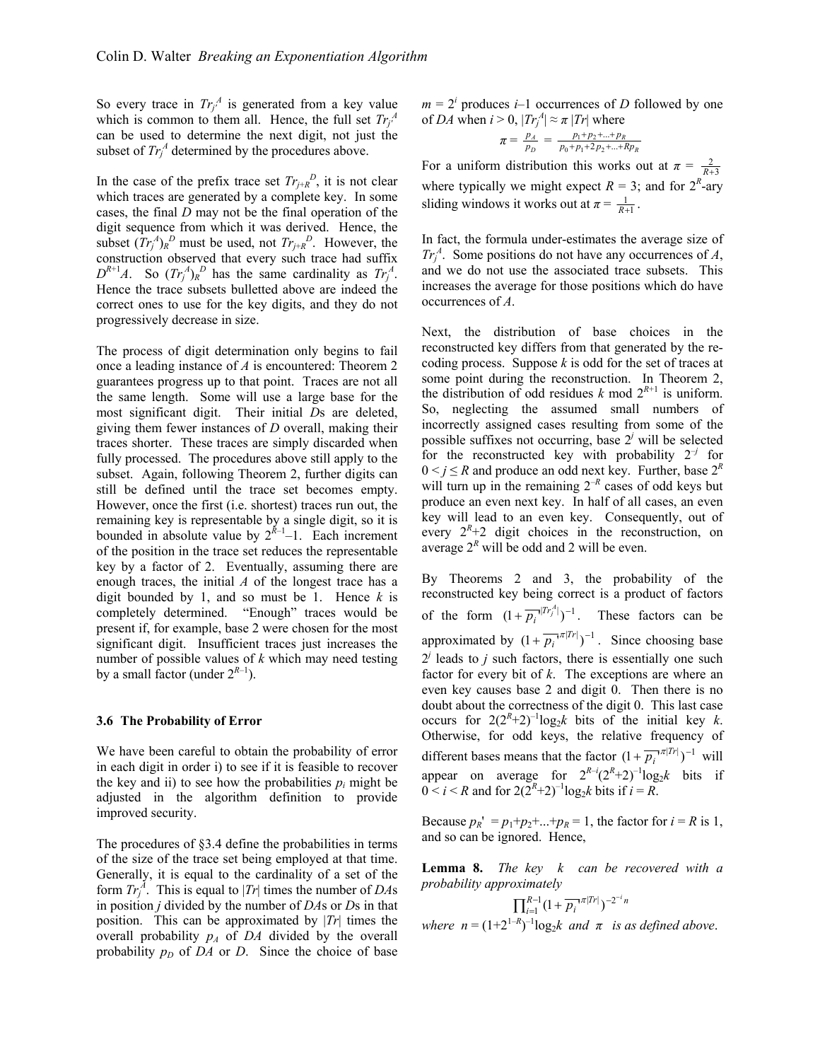So every trace in $Tr_j^A$ is generated from a key value which is common to them all. Hence, the full set $Tr_j^A$ can be used to determine the next digit, not just the subset of $Tr_j^A$ determined by the procedures above.

In the case of the prefix trace set $Tr_{j+R}^D$, it is not clear which traces are generated by a complete key. In some cases, the final $D$ may not be the final operation of the digit sequence from which it was derived. Hence, the subset $(Tr_j^A)_R^D$ must be used, not $Tr_{j+R}^D$. However, the construction observed that every such trace had suffix $D^{R+1}A$. So $(Tr_j^A)_R^D$ has the same cardinality as $Tr_j^A$. Hence the trace subsets bulletted above are indeed the correct ones to use for the key digits, and they do not progressively decrease in size.

The process of digit determination only begins to fail once a leading instance of $A$ is encountered: Theorem 2 guarantees progress up to that point. Traces are not all the same length. Some will use a large base for the most significant digit. Their initial $D$s are deleted, giving them fewer instances of $D$ overall, making their traces shorter. These traces are simply discarded when fully processed. The procedures above still apply to the subset. Again, following Theorem 2, further digits can still be defined until the trace set becomes empty. However, once the first (i.e. shortest) traces run out, the remaining key is representable by a single digit, so it is bounded in absolute value by $2^{R-1}-1$. Each increment of the position in the trace set reduces the representable key by a factor of 2. Eventually, assuming there are enough traces, the initial $A$ of the longest trace has a digit bounded by 1, and so must be 1. Hence $k$ is completely determined. "Enough" traces would be present if, for example, base 2 were chosen for the most significant digit. Insufficient traces just increases the number of possible values of $k$ which may need testing by a small factor (under $2^{R-1}$).

### 3.6 The Probability of Error

We have been careful to obtain the probability of error in each digit in order i) to see if it is feasible to recover the key and ii) to see how the probabilities $p_i$ might be adjusted in the algorithm definition to provide improved security.

The procedures of §3.4 define the probabilities in terms of the size of the trace set being employed at that time. Generally, it is equal to the cardinality of a set of the form $Tr_j^A$. This is equal to $|Tr|$ times the number of $DA$s in position $j$ divided by the number of $DA$s or $D$s in that position. This can be approximated by $|Tr|$ times the overall probability $p_A$ of $DA$ divided by the overall probability $p_D$ of $DA$ or $D$. Since the choice of base $m = 2^i$ produces $i$–1 occurrences of $D$ followed by one of $DA$ when $i > 0$, $|Tr_j^A| \approx \pi\,|Tr|$ where

$$\pi = \frac{p_A}{p_D} = \frac{p_1+p_2+\ldots+p_R}{p_0+p_1+2p_2+\ldots+Rp_R}$$

For a uniform distribution this works out at $\pi = \frac{2}{R+3}$ where typically we might expect $R = 3$; and for $2^R$-ary sliding windows it works out at $\pi = \frac{1}{R+1}$.

In fact, the formula under-estimates the average size of $Tr_j^A$. Some positions do not have any occurrences of $A$, and we do not use the associated trace subsets. This increases the average for those positions which do have occurrences of $A$.

Next, the distribution of base choices in the reconstructed key differs from that generated by the re-coding process. Suppose $k$ is odd for the set of traces at some point during the reconstruction. In Theorem 2, the distribution of odd residues $k \bmod 2^{R+1}$ is uniform. So, neglecting the assumed small numbers of incorrectly assigned cases resulting from some of the possible suffixes not occurring, base $2^j$ will be selected for the reconstructed key with probability $2^{-j}$ for $0 < j \le R$ and produce an odd next key. Further, base $2^R$ will turn up in the remaining $2^{-R}$ cases of odd keys but produce an even next key. In half of all cases, an even key will lead to an even key. Consequently, out of every $2^R+2$ digit choices in the reconstruction, on average $2^R$ will be odd and 2 will be even.

By Theorems 2 and 3, the probability of the reconstructed key being correct is a product of factors of the form $(1+\overline{p_i}^{|Tr_j^A|})^{-1}$. These factors can be approximated by $(1+\overline{p_i}^{\pi|Tr|})^{-1}$. Since choosing base $2^j$ leads to $j$ such factors, there is essentially one such factor for every bit of $k$. The exceptions are where an even key causes base 2 and digit 0. Then there is no doubt about the correctness of the digit 0. This last case occurs for $2(2^R+2)^{-1}\log_2 k$ bits of the initial key $k$. Otherwise, for odd keys, the relative frequency of different bases means that the factor $(1+\overline{p_i}^{\pi|Tr|})^{-1}$ will appear on average for $2^{R-i}(2^R+2)^{-1}\log_2 k$ bits if $0 < i < R$ and for $2(2^R+2)^{-1}\log_2 k$ bits if $i = R$.

Because $p_R' = p_1+p_2+\ldots+p_R = 1$, the factor for $i = R$ is 1, and so can be ignored. Hence,

**Lemma 8.** *The key $k$ can be recovered with a probability approximately*

$$\prod_{i=1}^{R-1}(1+\overline{p_i}^{\pi|Tr|})^{-2^{-i}n}$$

*where* $n = (1+2^{1-R})^{-1}\log_2 k$ *and* $\pi$ *is as defined above*.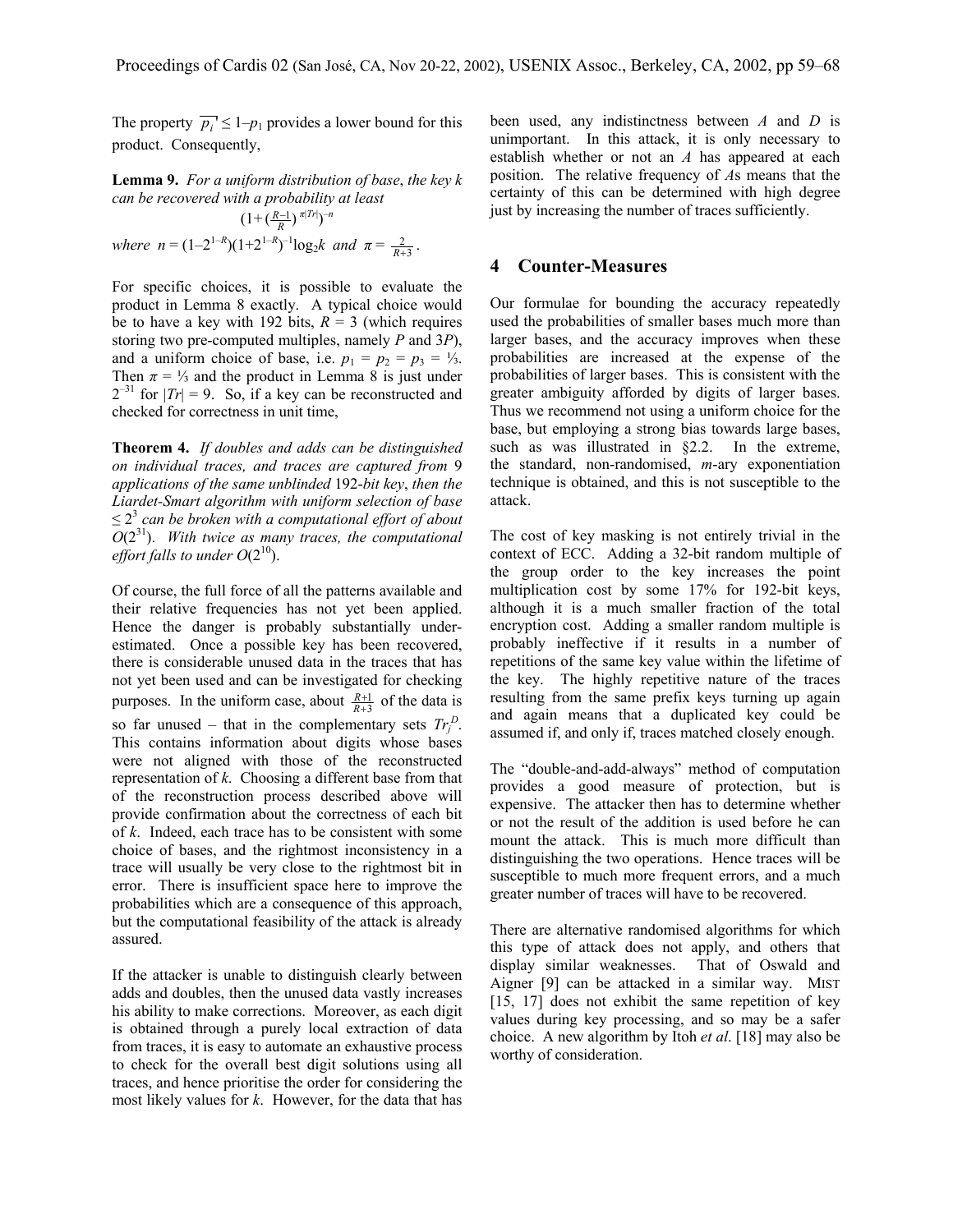The property $\overline{p_i}' \le 1–p_1$ provides a lower bound for this product. Consequently,

**Lemma 9.** *For a uniform distribution of base, the key k can be recovered with a probability at least*

$$(1+(\tfrac{R-1}{R})^{\pi|Tr|})^{-n}$$

*where* $n = (1–2^{1–R})(1+2^{1–R})^{-1}\log_2 k$ *and* $\pi = \frac{2}{R+3}$.

For specific choices, it is possible to evaluate the product in Lemma 8 exactly. A typical choice would be to have a key with 192 bits, $R = 3$ (which requires storing two pre-computed multiples, namely $P$ and $3P$), and a uniform choice of base, i.e. $p_1 = p_2 = p_3 = ⅓$. Then $\pi = ⅓$ and the product in Lemma 8 is just under $2^{-31}$ for $|Tr| = 9$. So, if a key can be reconstructed and checked for correctness in unit time,

**Theorem 4.** *If doubles and adds can be distinguished on individual traces, and traces are captured from* 9 *applications of the same unblinded* 192*-bit key, then the Liardet-Smart algorithm with uniform selection of base* $\le 2^3$ *can be broken with a computational effort of about* $O(2^{31})$. *With twice as many traces, the computational effort falls to under* $O(2^{10})$.

Of course, the full force of all the patterns available and their relative frequencies has not yet been applied. Hence the danger is probably substantially under-estimated. Once a possible key has been recovered, there is considerable unused data in the traces that has not yet been used and can be investigated for checking purposes. In the uniform case, about $\frac{R+1}{R+3}$ of the data is so far unused – that in the complementary sets $Tr_j^D$. This contains information about digits whose bases were not aligned with those of the reconstructed representation of $k$. Choosing a different base from that of the reconstruction process described above will provide confirmation about the correctness of each bit of $k$. Indeed, each trace has to be consistent with some choice of bases, and the rightmost inconsistency in a trace will usually be very close to the rightmost bit in error. There is insufficient space here to improve the probabilities which are a consequence of this approach, but the computational feasibility of the attack is already assured.

If the attacker is unable to distinguish clearly between adds and doubles, then the unused data vastly increases his ability to make corrections. Moreover, as each digit is obtained through a purely local extraction of data from traces, it is easy to automate an exhaustive process to check for the overall best digit solutions using all traces, and hence prioritise the order for considering the most likely values for $k$. However, for the data that has been used, any indistinctness between $A$ and $D$ is unimportant. In this attack, it is only necessary to establish whether or not an $A$ has appeared at each position. The relative frequency of $A$s means that the certainty of this can be determined with high degree just by increasing the number of traces sufficiently.

## 4 Counter-Measures

Our formulae for bounding the accuracy repeatedly used the probabilities of smaller bases much more than larger bases, and the accuracy improves when these probabilities are increased at the expense of the probabilities of larger bases. This is consistent with the greater ambiguity afforded by digits of larger bases. Thus we recommend not using a uniform choice for the base, but employing a strong bias towards large bases, such as was illustrated in §2.2. In the extreme, the standard, non-randomised, $m$-ary exponentiation technique is obtained, and this is not susceptible to the attack.

The cost of key masking is not entirely trivial in the context of ECC. Adding a 32-bit random multiple of the group order to the key increases the point multiplication cost by some 17% for 192-bit keys, although it is a much smaller fraction of the total encryption cost. Adding a smaller random multiple is probably ineffective if it results in a number of repetitions of the same key value within the lifetime of the key. The highly repetitive nature of the traces resulting from the same prefix keys turning up again and again means that a duplicated key could be assumed if, and only if, traces matched closely enough.

The "double-and-add-always" method of computation provides a good measure of protection, but is expensive. The attacker then has to determine whether or not the result of the addition is used before he can mount the attack. This is much more difficult than distinguishing the two operations. Hence traces will be susceptible to much more frequent errors, and a much greater number of traces will have to be recovered.

There are alternative randomised algorithms for which this type of attack does not apply, and others that display similar weaknesses. That of Oswald and Aigner [9] can be attacked in a similar way. MIST [15, 17] does not exhibit the same repetition of key values during key processing, and so may be a safer choice. A new algorithm by Itoh *et al.* [18] may also be worthy of consideration.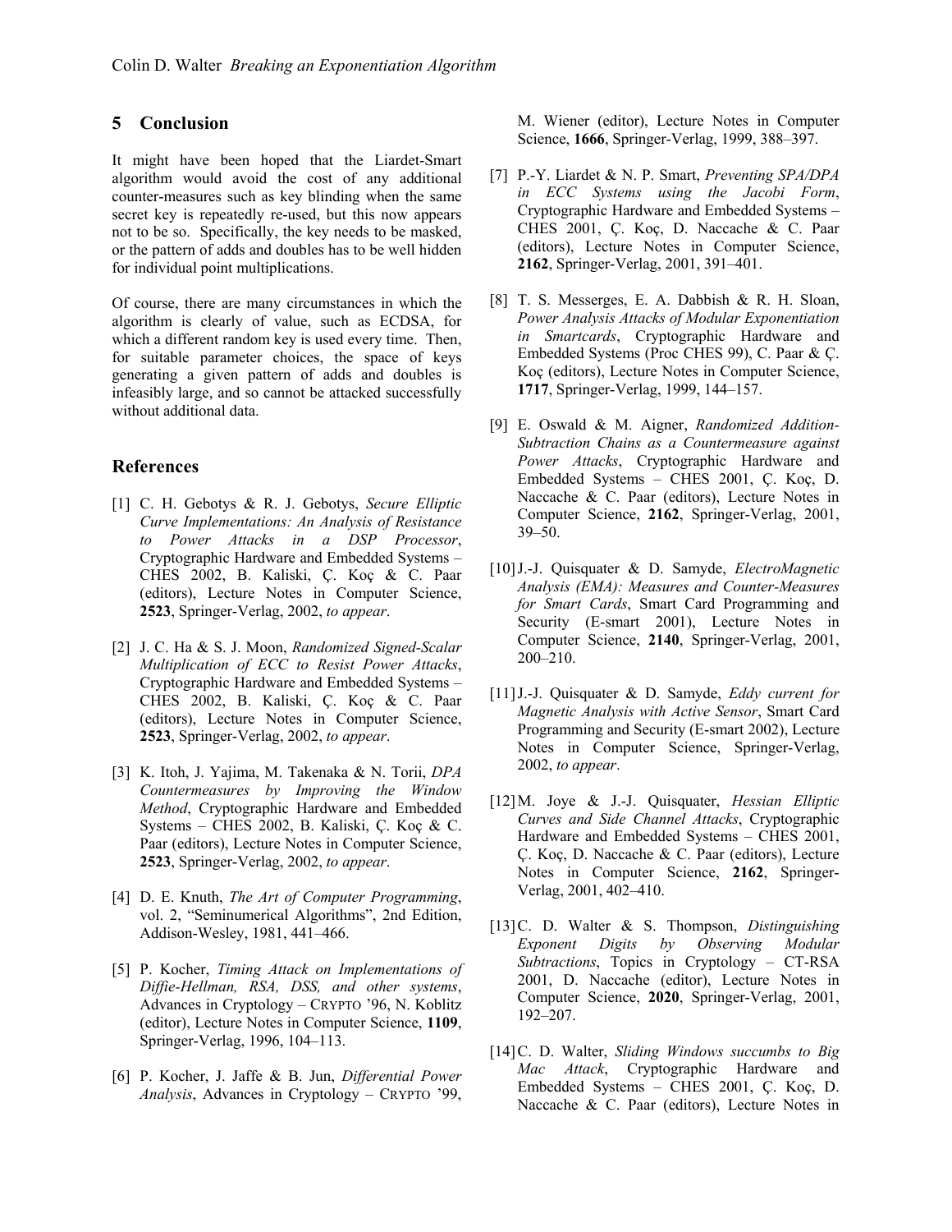## 5 Conclusion

It might have been hoped that the Liardet-Smart algorithm would avoid the cost of any additional counter-measures such as key blinding when the same secret key is repeatedly re-used, but this now appears not to be so. Specifically, the key needs to be masked, or the pattern of adds and doubles has to be well hidden for individual point multiplications.

Of course, there are many circumstances in which the algorithm is clearly of value, such as ECDSA, for which a different random key is used every time. Then, for suitable parameter choices, the space of keys generating a given pattern of adds and doubles is infeasibly large, and so cannot be attacked successfully without additional data.

## References

[1] C. H. Gebotys & R. J. Gebotys, *Secure Elliptic Curve Implementations: An Analysis of Resistance to Power Attacks in a DSP Processor*, Cryptographic Hardware and Embedded Systems – CHES 2002, B. Kaliski, Ç. Koç & C. Paar (editors), Lecture Notes in Computer Science, **2523**, Springer-Verlag, 2002, *to appear*.

[2] J. C. Ha & S. J. Moon, *Randomized Signed-Scalar Multiplication of ECC to Resist Power Attacks*, Cryptographic Hardware and Embedded Systems – CHES 2002, B. Kaliski, Ç. Koç & C. Paar (editors), Lecture Notes in Computer Science, **2523**, Springer-Verlag, 2002, *to appear*.

[3] K. Itoh, J. Yajima, M. Takenaka & N. Torii, *DPA Countermeasures by Improving the Window Method*, Cryptographic Hardware and Embedded Systems – CHES 2002, B. Kaliski, Ç. Koç & C. Paar (editors), Lecture Notes in Computer Science, **2523**, Springer-Verlag, 2002, *to appear*.

[4] D. E. Knuth, *The Art of Computer Programming*, vol. 2, "Seminumerical Algorithms", 2nd Edition, Addison-Wesley, 1981, 441–466.

[5] P. Kocher, *Timing Attack on Implementations of Diffie-Hellman, RSA, DSS, and other systems*, Advances in Cryptology – CRYPTO '96, N. Koblitz (editor), Lecture Notes in Computer Science, **1109**, Springer-Verlag, 1996, 104–113.

[6] P. Kocher, J. Jaffe & B. Jun, *Differential Power Analysis*, Advances in Cryptology – CRYPTO '99, M. Wiener (editor), Lecture Notes in Computer Science, **1666**, Springer-Verlag, 1999, 388–397.

[7] P.-Y. Liardet & N. P. Smart, *Preventing SPA/DPA in ECC Systems using the Jacobi Form*, Cryptographic Hardware and Embedded Systems – CHES 2001, Ç. Koç, D. Naccache & C. Paar (editors), Lecture Notes in Computer Science, **2162**, Springer-Verlag, 2001, 391–401.

[8] T. S. Messerges, E. A. Dabbish & R. H. Sloan, *Power Analysis Attacks of Modular Exponentiation in Smartcards*, Cryptographic Hardware and Embedded Systems (Proc CHES 99), C. Paar & Ç. Koç (editors), Lecture Notes in Computer Science, **1717**, Springer-Verlag, 1999, 144–157.

[9] E. Oswald & M. Aigner, *Randomized Addition-Subtraction Chains as a Countermeasure against Power Attacks*, Cryptographic Hardware and Embedded Systems – CHES 2001, Ç. Koç, D. Naccache & C. Paar (editors), Lecture Notes in Computer Science, **2162**, Springer-Verlag, 2001, 39–50.

[10] J.-J. Quisquater & D. Samyde, *ElectroMagnetic Analysis (EMA): Measures and Counter-Measures for Smart Cards*, Smart Card Programming and Security (E-smart 2001), Lecture Notes in Computer Science, **2140**, Springer-Verlag, 2001, 200–210.

[11] J.-J. Quisquater & D. Samyde, *Eddy current for Magnetic Analysis with Active Sensor*, Smart Card Programming and Security (E-smart 2002), Lecture Notes in Computer Science, Springer-Verlag, 2002, *to appear*.

[12] M. Joye & J.-J. Quisquater, *Hessian Elliptic Curves and Side Channel Attacks*, Cryptographic Hardware and Embedded Systems – CHES 2001, Ç. Koç, D. Naccache & C. Paar (editors), Lecture Notes in Computer Science, **2162**, Springer-Verlag, 2001, 402–410.

[13] C. D. Walter & S. Thompson, *Distinguishing Exponent Digits by Observing Modular Subtractions*, Topics in Cryptology – CT-RSA 2001, D. Naccache (editor), Lecture Notes in Computer Science, **2020**, Springer-Verlag, 2001, 192–207.

[14] C. D. Walter, *Sliding Windows succumbs to Big Mac Attack*, Cryptographic Hardware and Embedded Systems – CHES 2001, Ç. Koç, D. Naccache & C. Paar (editors), Lecture Notes in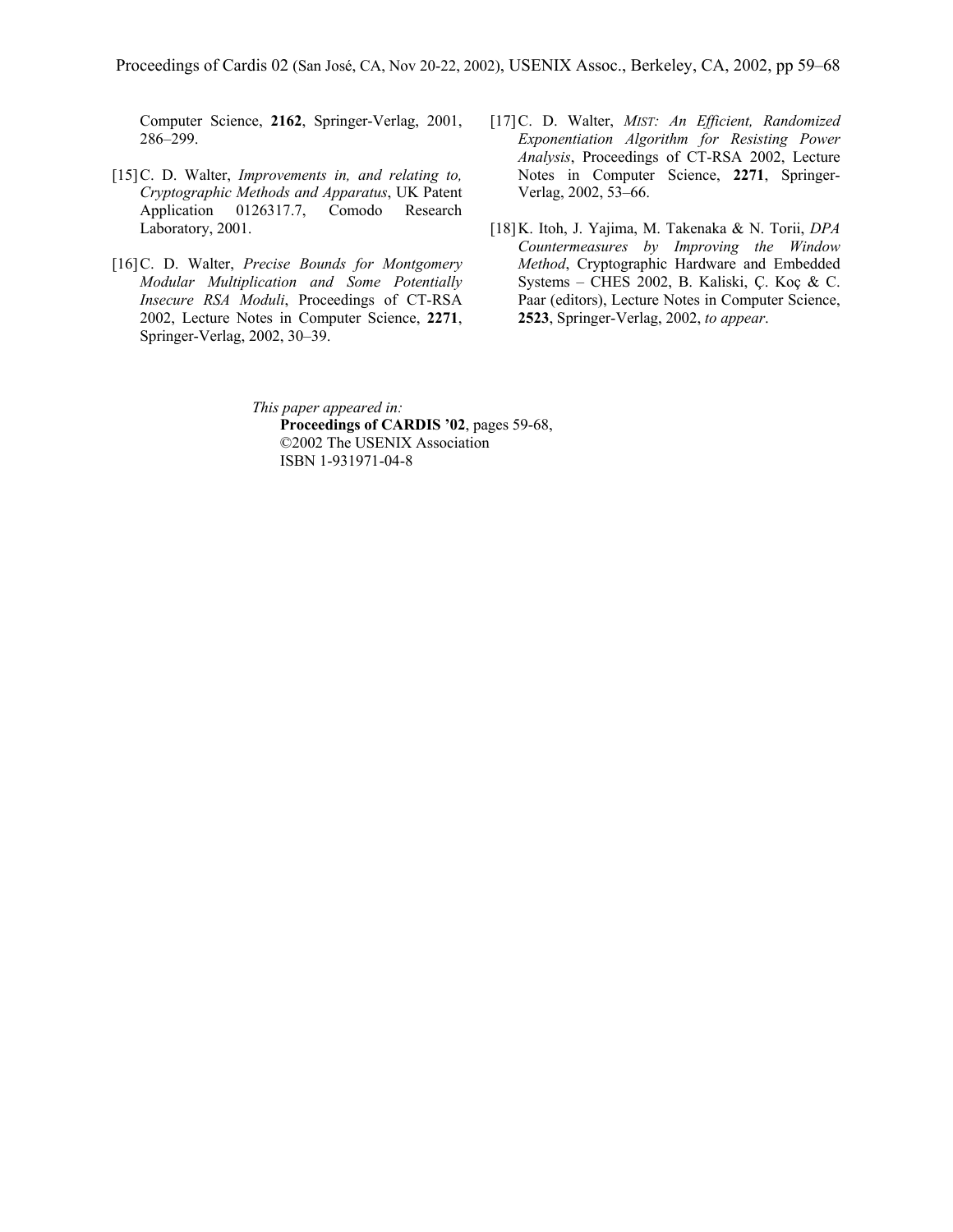Computer Science, **2162**, Springer-Verlag, 2001, 286–299.

[15] C. D. Walter, *Improvements in, and relating to, Cryptographic Methods and Apparatus*, UK Patent Application 0126317.7, Comodo Research Laboratory, 2001.

[16] C. D. Walter, *Precise Bounds for Montgomery Modular Multiplication and Some Potentially Insecure RSA Moduli*, Proceedings of CT-RSA 2002, Lecture Notes in Computer Science, **2271**, Springer-Verlag, 2002, 30–39.

[17] C. D. Walter, *MIST: An Efficient, Randomized Exponentiation Algorithm for Resisting Power Analysis*, Proceedings of CT-RSA 2002, Lecture Notes in Computer Science, **2271**, Springer-Verlag, 2002, 53–66.

[18] K. Itoh, J. Yajima, M. Takenaka & N. Torii, *DPA Countermeasures by Improving the Window Method*, Cryptographic Hardware and Embedded Systems – CHES 2002, B. Kaliski, Ç. Koç & C. Paar (editors), Lecture Notes in Computer Science, **2523**, Springer-Verlag, 2002, *to appear*.

*This paper appeared in:*
**Proceedings of CARDIS '02**, pages 59-68,
©2002 The USENIX Association
ISBN 1-931971-04-8